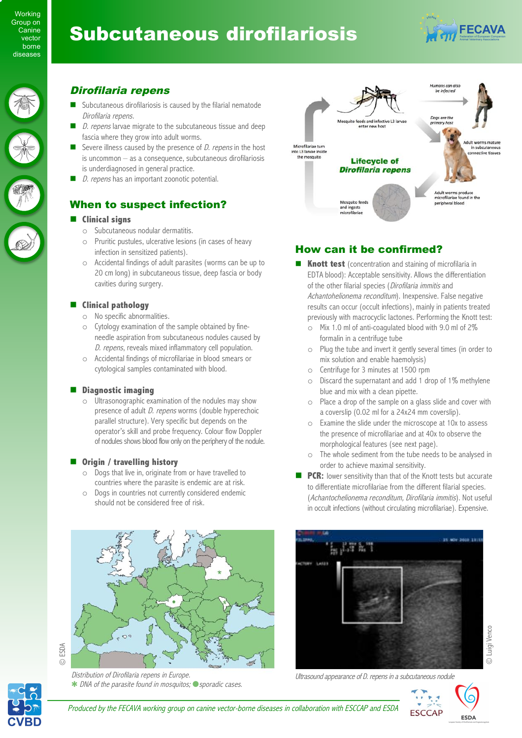Working Group on Canine vector borne diseases

# Subcutaneous dirofilariosis

## *Dirofilaria repens*

- Subcutaneous dirofilariosis is caused by the filarial nematode *Dirofilaria repens*.
- *D. repens* larvae migrate to the subcutaneous tissue and deep fascia where they grow into adult worms.
- Severe illness caused by the presence of *D. repens* in the host is uncommon – as a consequence, subcutaneous dirofilariosis is underdiagnosed in general practice.
- *D. repens* has an important zoonotic potential.

Mosquito feeds and infective L3 larvae enter new host

Humans can also be infected

Dogs are the primary host

Microfilariae turn into L3 larvae inside the mosquito

**Lifecycle of *Dirofilaria repens***

Adult worms mature in subcutaneous connective tissues

Adult worms produce microfilariae found in the peripheral blood

Mosquito feeds and ingests microfilariae

## When to suspect infection?

- **Clinical signs**
  - Subcutaneous nodular dermatitis.
  - Pruritic pustules, ulcerative lesions (in cases of heavy infection in sensitized patients).
  - Accidental findings of adult parasites (worms can be up to 20 cm long) in subcutaneous tissue, deep fascia or body cavities during surgery.
- **Clinical pathology**
  - No specific abnormalities.
  - Cytology examination of the sample obtained by fine-needle aspiration from subcutaneous nodules caused by *D. repens*, reveals mixed inflammatory cell population.
  - Accidental findings of microfilariae in blood smears or cytological samples contaminated with blood.
- **Diagnostic imaging**
  - Ultrasonographic examination of the nodules may show presence of adult *D. repens* worms (double hyperechoic parallel structure). Very specific but depends on the operator's skill and probe frequency. Colour flow Doppler of nodules shows blood flow only on the periphery of the nodule.
- **Origin / travelling history**
  - Dogs that live in, originate from or have travelled to countries where the parasite is endemic are at risk.
  - Dogs in countries not currently considered endemic should not be considered free of risk.

## How can it be confirmed?

- **Knott test** (concentration and staining of microfilaria in EDTA blood): Acceptable sensitivity. Allows the differentiation of the other filarial species (*Dirofilaria immitis* and *Achantohelionema reconditum*). Inexpensive. False negative results can occur (occult infections), mainly in patients treated previously with macrocyclic lactones. Performing the Knott test:
  - Mix 1.0 ml of anti-coagulated blood with 9.0 ml of 2% formalin in a centrifuge tube
  - Plug the tube and invert it gently several times (in order to mix solution and enable haemolysis)
  - Centrifuge for 3 minutes at 1500 rpm
  - Discard the supernatant and add 1 drop of 1% methylene blue and mix with a clean pipette.
  - Place a drop of the sample on a glass slide and cover with a coverslip (0.02 ml for a 24x24 mm coverslip).
  - Examine the slide under the microscope at 10x to assess the presence of microfilariae and at 40x to observe the morphological features (see next page).
  - The whole sediment from the tube needs to be analysed in order to achieve maximal sensitivity.
- **PCR:** lower sensitivity than that of the Knott tests but accurate to differentiate microfilariae from the different filarial species. (*Achantocheilonema reconditum, Dirofilaria immitis*). Not useful in occult infections (without circulating microfilariae). Expensive.

© ESDA

Distribution of Dirofilaria repens in Europe.
✱ DNA of the parasite found in mosquitos; ● sporadic cases.

© Luigi Venco

Ultrasound appearance of D. repens in a subcutaneous nodule

*Produced by the FECAVA working group on canine vector-borne diseases in collaboration with ESCCAP and ESDA*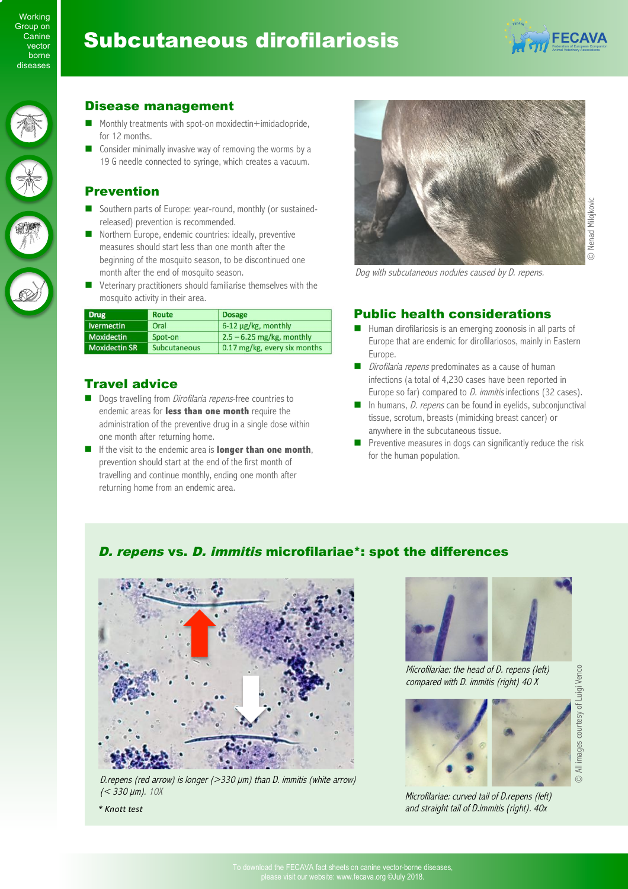Working Group on Canine vector borne diseases

# Subcutaneous dirofilariosis

## Disease management

- Monthly treatments with spot-on moxidectin+imidaclopride, for 12 months.
- Consider minimally invasive way of removing the worms by a 19 G needle connected to syringe, which creates a vacuum.

## Prevention

- Southern parts of Europe: year-round, monthly (or sustained-released) prevention is recommended.
- Northern Europe, endemic countries: ideally, preventive measures should start less than one month after the beginning of the mosquito season, to be discontinued one month after the end of mosquito season.
- Veterinary practitioners should familiarise themselves with the mosquito activity in their area.

| Drug | Route | Dosage |
| --- | --- | --- |
| Ivermectin | Oral | 6-12 µg/kg, monthly |
| Moxidectin | Spot-on | 2.5 – 6.25 mg/kg, monthly |
| Moxidectin SR | Subcutaneous | 0.17 mg/kg, every six months |

## Travel advice

- Dogs travelling from *Dirofilaria repens*-free countries to endemic areas for **less than one month** require the administration of the preventive drug in a single dose within one month after returning home.
- If the visit to the endemic area is **longer than one month**, prevention should start at the end of the first month of travelling and continue monthly, ending one month after returning home from an endemic area.

*Dog with subcutaneous nodules caused by D. repens.*

© Nenad Milojkovic

## Public health considerations

- Human dirofilariosis is an emerging zoonosis in all parts of Europe that are endemic for dirofilarioses, mainly in Eastern Europe.
- *Dirofilaria repens* predominates as a cause of human infections (a total of 4,230 cases have been reported in Europe so far) compared to *D. immitis* infections (32 cases).
- In humans, *D. repens* can be found in eyelids, subconjunctival tissue, scrotum, breasts (mimicking breast cancer) or anywhere in the subcutaneous tissue.
- Preventive measures in dogs can significantly reduce the risk for the human population.

## *D. repens* vs. *D. immitis* microfilariae*: spot the differences

*D.repens (red arrow) is longer (>330 µm) than D. immitis (white arrow) (< 330 µm). 10X*

\* Knott test

*Microfilariae: the head of D. repens (left) compared with D. immitis (right) 40 X*

*Microfilariae: curved tail of D.repens (left) and straight tail of D.immitis (right). 40x*

© All images courtesy of Luigi Venco

To download the FECAVA fact sheets on canine vector-borne diseases, please visit our website: www.fecava.org ©July 2018.